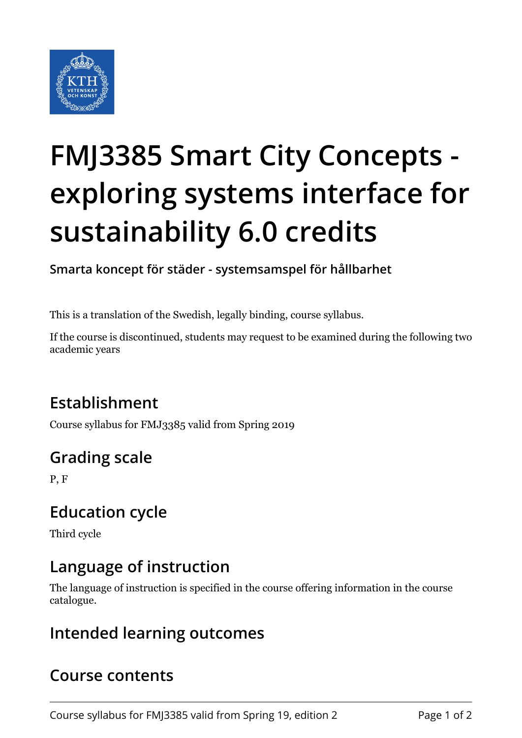# FMJ3385 Smart City Concepts - exploring systems interface for sustainability 6.0 credits

**Smarta koncept för städer - systemsamspel för hållbarhet**

This is a translation of the Swedish, legally binding, course syllabus.

If the course is discontinued, students may request to be examined during the following two academic years

## Establishment

Course syllabus for FMJ3385 valid from Spring 2019

## Grading scale

P, F

## Education cycle

Third cycle

## Language of instruction

The language of instruction is specified in the course offering information in the course catalogue.

## Intended learning outcomes

## Course contents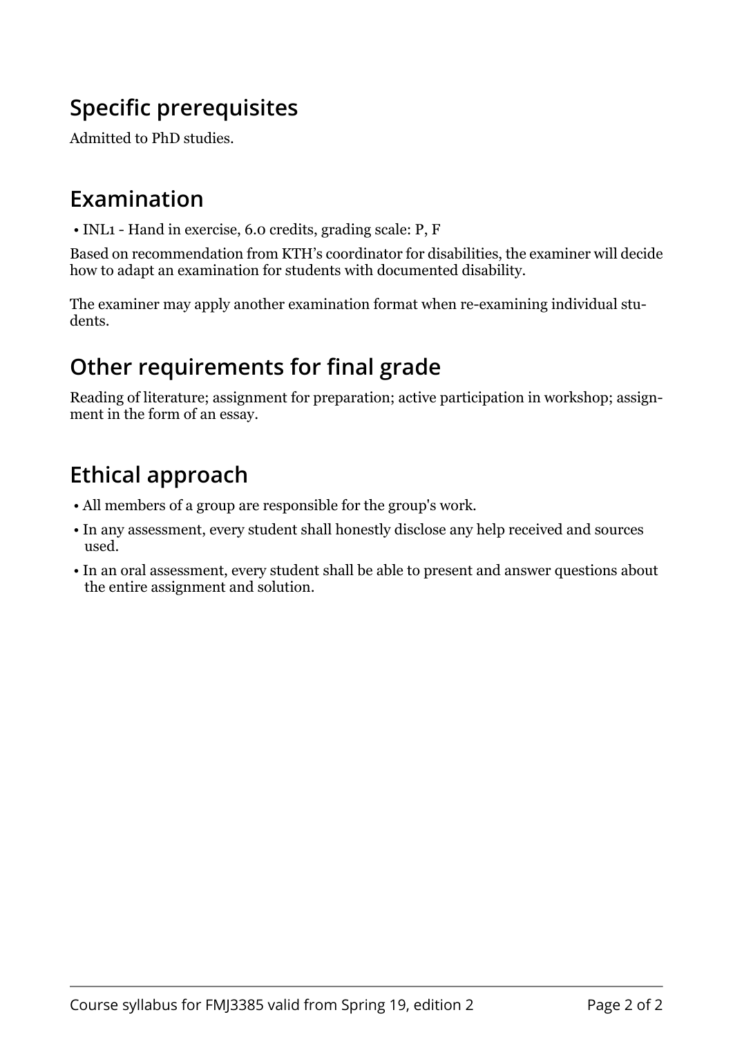## Specific prerequisites

Admitted to PhD studies.

## Examination

- INL1 - Hand in exercise, 6.0 credits, grading scale: P, F

Based on recommendation from KTH's coordinator for disabilities, the examiner will decide how to adapt an examination for students with documented disability.

The examiner may apply another examination format when re-examining individual students.

## Other requirements for final grade

Reading of literature; assignment for preparation; active participation in workshop; assignment in the form of an essay.

## Ethical approach

- All members of a group are responsible for the group's work.
- In any assessment, every student shall honestly disclose any help received and sources used.
- In an oral assessment, every student shall be able to present and answer questions about the entire assignment and solution.